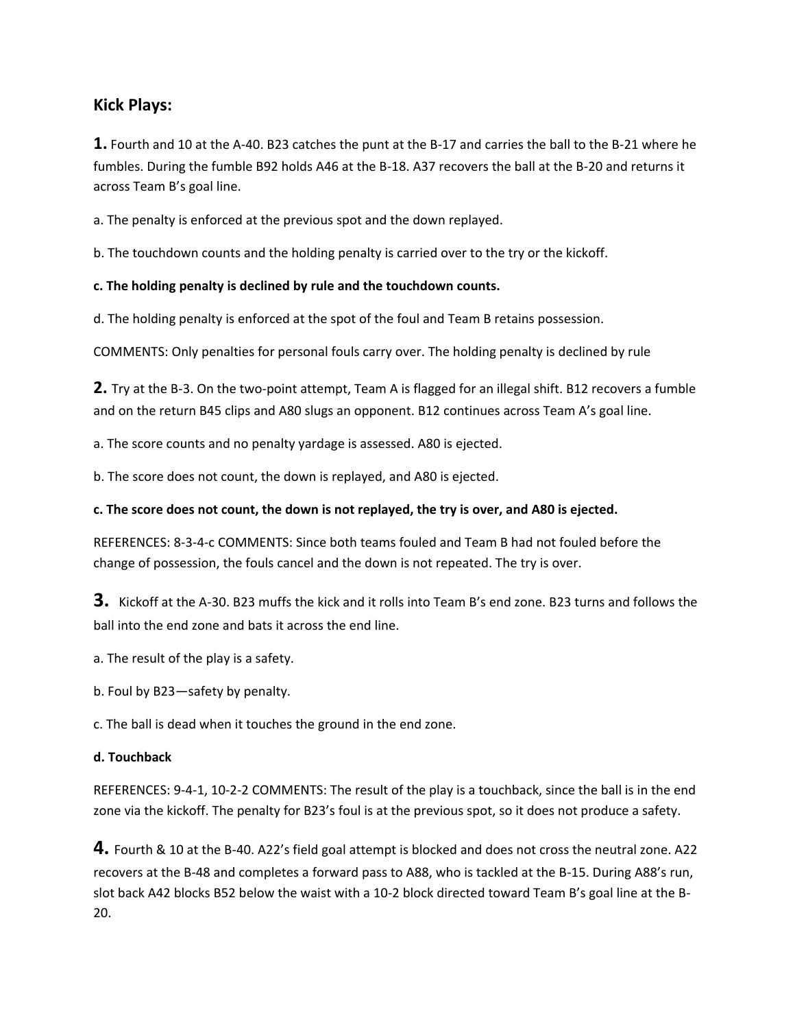## Kick Plays:

**1.** Fourth and 10 at the A-40. B23 catches the punt at the B-17 and carries the ball to the B-21 where he fumbles. During the fumble B92 holds A46 at the B-18. A37 recovers the ball at the B-20 and returns it across Team B's goal line.

a. The penalty is enforced at the previous spot and the down replayed.

b. The touchdown counts and the holding penalty is carried over to the try or the kickoff.

**c. The holding penalty is declined by rule and the touchdown counts.**

d. The holding penalty is enforced at the spot of the foul and Team B retains possession.

COMMENTS: Only penalties for personal fouls carry over. The holding penalty is declined by rule

**2.** Try at the B-3. On the two-point attempt, Team A is flagged for an illegal shift. B12 recovers a fumble and on the return B45 clips and A80 slugs an opponent. B12 continues across Team A's goal line.

a. The score counts and no penalty yardage is assessed. A80 is ejected.

b. The score does not count, the down is replayed, and A80 is ejected.

**c. The score does not count, the down is not replayed, the try is over, and A80 is ejected.**

REFERENCES: 8-3-4-c COMMENTS: Since both teams fouled and Team B had not fouled before the change of possession, the fouls cancel and the down is not repeated. The try is over.

**3.** Kickoff at the A-30. B23 muffs the kick and it rolls into Team B's end zone. B23 turns and follows the ball into the end zone and bats it across the end line.

a. The result of the play is a safety.

b. Foul by B23—safety by penalty.

c. The ball is dead when it touches the ground in the end zone.

**d. Touchback**

REFERENCES: 9-4-1, 10-2-2 COMMENTS: The result of the play is a touchback, since the ball is in the end zone via the kickoff. The penalty for B23's foul is at the previous spot, so it does not produce a safety.

**4.** Fourth & 10 at the B-40. A22's field goal attempt is blocked and does not cross the neutral zone. A22 recovers at the B-48 and completes a forward pass to A88, who is tackled at the B-15. During A88's run, slot back A42 blocks B52 below the waist with a 10-2 block directed toward Team B's goal line at the B-20.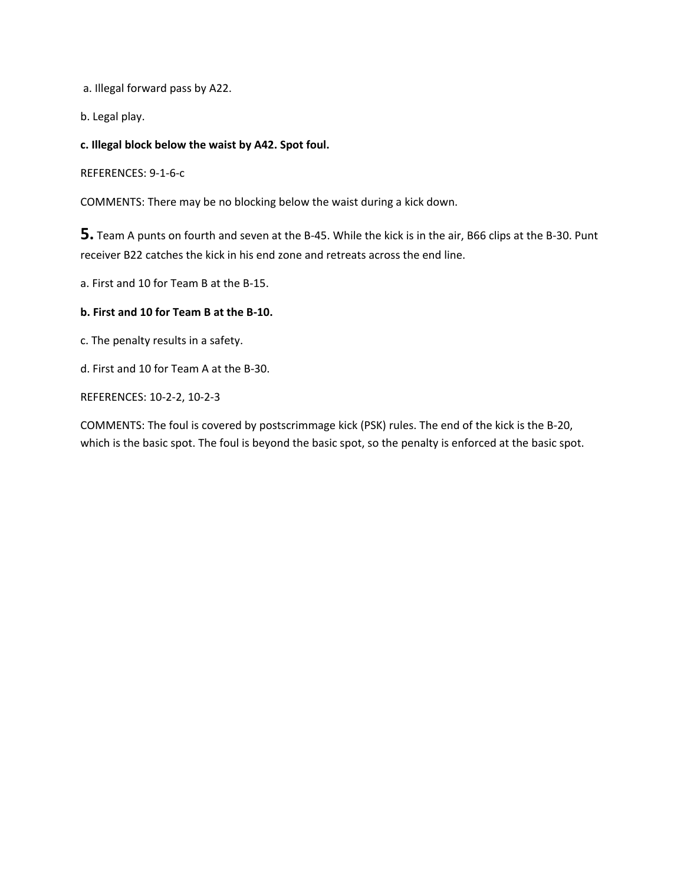a. Illegal forward pass by A22.

b. Legal play.

**c. Illegal block below the waist by A42. Spot foul.**

REFERENCES: 9-1-6-c

COMMENTS: There may be no blocking below the waist during a kick down.

**5.** Team A punts on fourth and seven at the B-45. While the kick is in the air, B66 clips at the B-30. Punt receiver B22 catches the kick in his end zone and retreats across the end line.

a. First and 10 for Team B at the B-15.

**b. First and 10 for Team B at the B-10.**

c. The penalty results in a safety.

d. First and 10 for Team A at the B-30.

REFERENCES: 10-2-2, 10-2-3

COMMENTS: The foul is covered by postscrimmage kick (PSK) rules. The end of the kick is the B-20, which is the basic spot. The foul is beyond the basic spot, so the penalty is enforced at the basic spot.